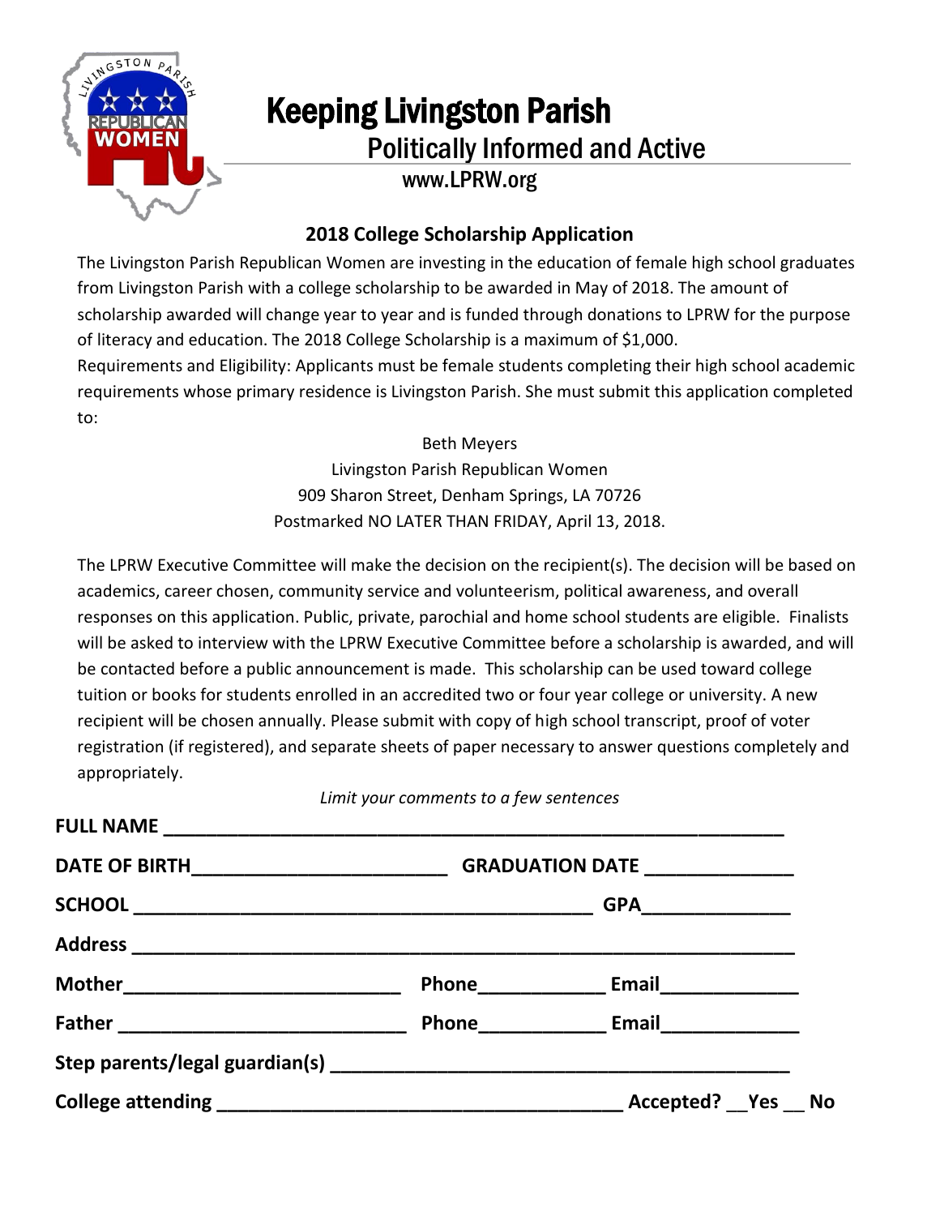# Keeping Livingston Parish

## Politically Informed and Active

www.LPRW.org

### 2018 College Scholarship Application

The Livingston Parish Republican Women are investing in the education of female high school graduates from Livingston Parish with a college scholarship to be awarded in May of 2018. The amount of scholarship awarded will change year to year and is funded through donations to LPRW for the purpose of literacy and education. The 2018 College Scholarship is a maximum of $1,000.

Requirements and Eligibility: Applicants must be female students completing their high school academic requirements whose primary residence is Livingston Parish. She must submit this application completed to:

Beth Meyers
Livingston Parish Republican Women
909 Sharon Street, Denham Springs, LA 70726
Postmarked NO LATER THAN FRIDAY, April 13, 2018.

The LPRW Executive Committee will make the decision on the recipient(s). The decision will be based on academics, career chosen, community service and volunteerism, political awareness, and overall responses on this application. Public, private, parochial and home school students are eligible. Finalists will be asked to interview with the LPRW Executive Committee before a scholarship is awarded, and will be contacted before a public announcement is made. This scholarship can be used toward college tuition or books for students enrolled in an accredited two or four year college or university. A new recipient will be chosen annually. Please submit with copy of high school transcript, proof of voter registration (if registered), and separate sheets of paper necessary to answer questions completely and appropriately.

*Limit your comments to a few sentences*

**FULL NAME** ______________________________________________________________

**DATE OF BIRTH**________________________ **GRADUATION DATE** ______________

**SCHOOL** ___________________________________________ **GPA**______________

**Address** ______________________________________________________________

**Mother**__________________________ **Phone**____________ **Email**_____________

**Father** ___________________________ **Phone**____________ **Email**_____________

**Step parents/legal guardian(s)** __________________________________________

**College attending** ______________________________________ **Accepted?** __**Yes** __ **No**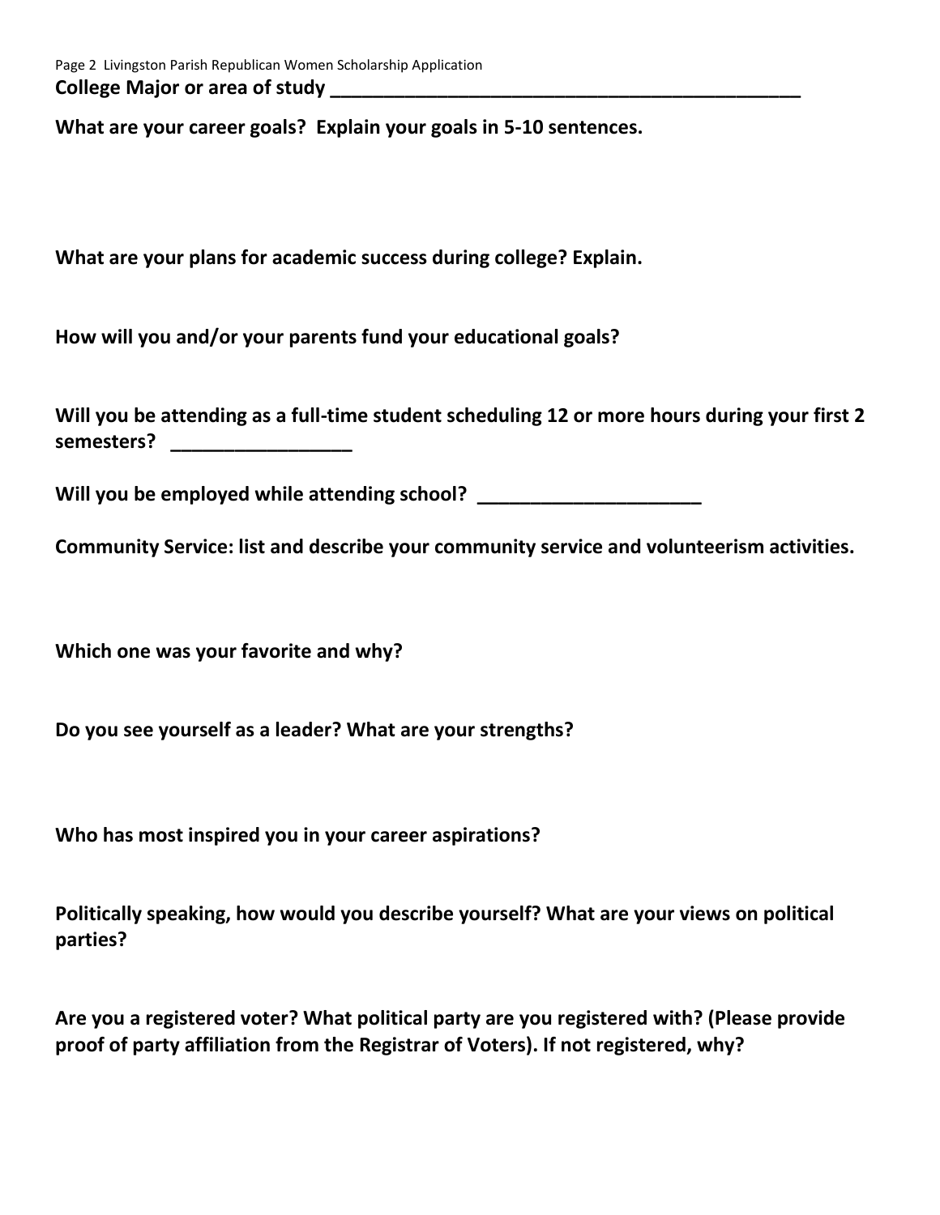**College Major or area of study ______________________________________________**

**What are your career goals? Explain your goals in 5-10 sentences.**

**What are your plans for academic success during college? Explain.**

**How will you and/or your parents fund your educational goals?**

**Will you be attending as a full-time student scheduling 12 or more hours during your first 2 semesters? _________________**

**Will you be employed while attending school? _____________________**

**Community Service: list and describe your community service and volunteerism activities.**

**Which one was your favorite and why?**

**Do you see yourself as a leader? What are your strengths?**

**Who has most inspired you in your career aspirations?**

**Politically speaking, how would you describe yourself? What are your views on political parties?**

**Are you a registered voter? What political party are you registered with? (Please provide proof of party affiliation from the Registrar of Voters). If not registered, why?**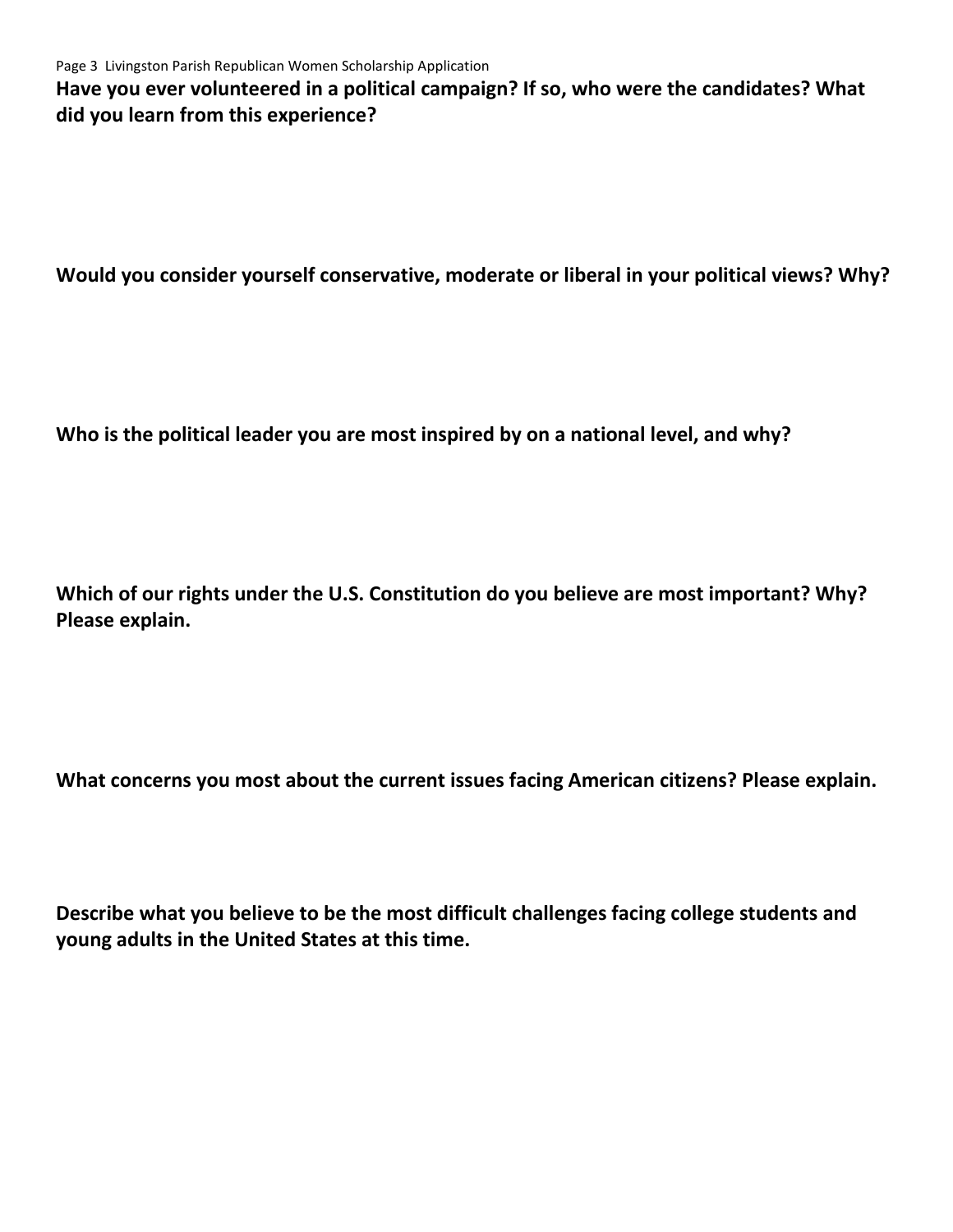**Have you ever volunteered in a political campaign? If so, who were the candidates? What did you learn from this experience?**

**Would you consider yourself conservative, moderate or liberal in your political views? Why?**

**Who is the political leader you are most inspired by on a national level, and why?**

**Which of our rights under the U.S. Constitution do you believe are most important? Why? Please explain.**

**What concerns you most about the current issues facing American citizens? Please explain.**

**Describe what you believe to be the most difficult challenges facing college students and young adults in the United States at this time.**